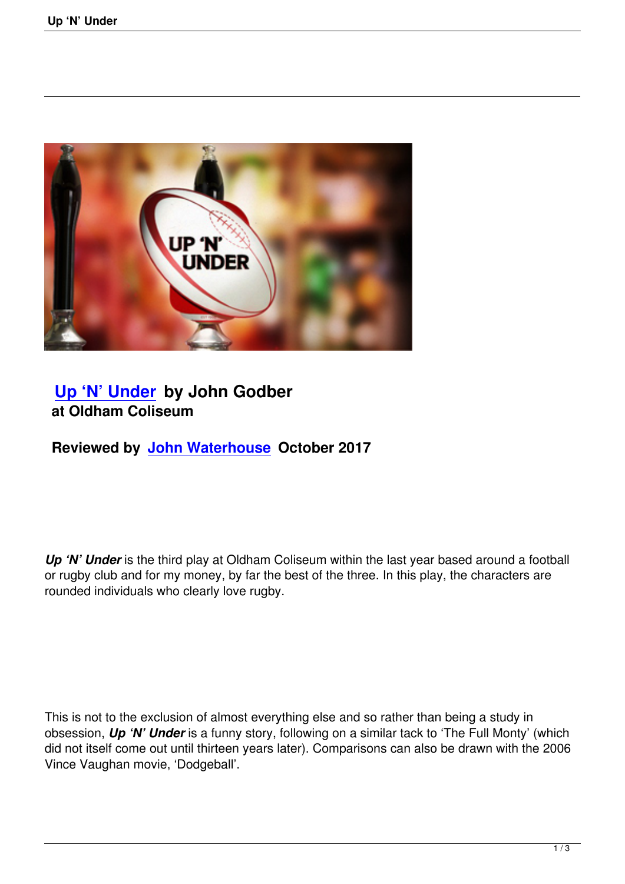## Up ‘N’ Under by John Godber
**at Oldham Coliseum**

**Reviewed by John Waterhouse October 2017**

***Up ‘N’ Under*** is the third play at Oldham Coliseum within the last year based around a football or rugby club and for my money, by far the best of the three. In this play, the characters are rounded individuals who clearly love rugby.

This is not to the exclusion of almost everything else and so rather than being a study in obsession, ***Up ‘N’ Under*** is a funny story, following on a similar tack to ‘The Full Monty’ (which did not itself come out until thirteen years later). Comparisons can also be drawn with the 2006 Vince Vaughan movie, ‘Dodgeball’.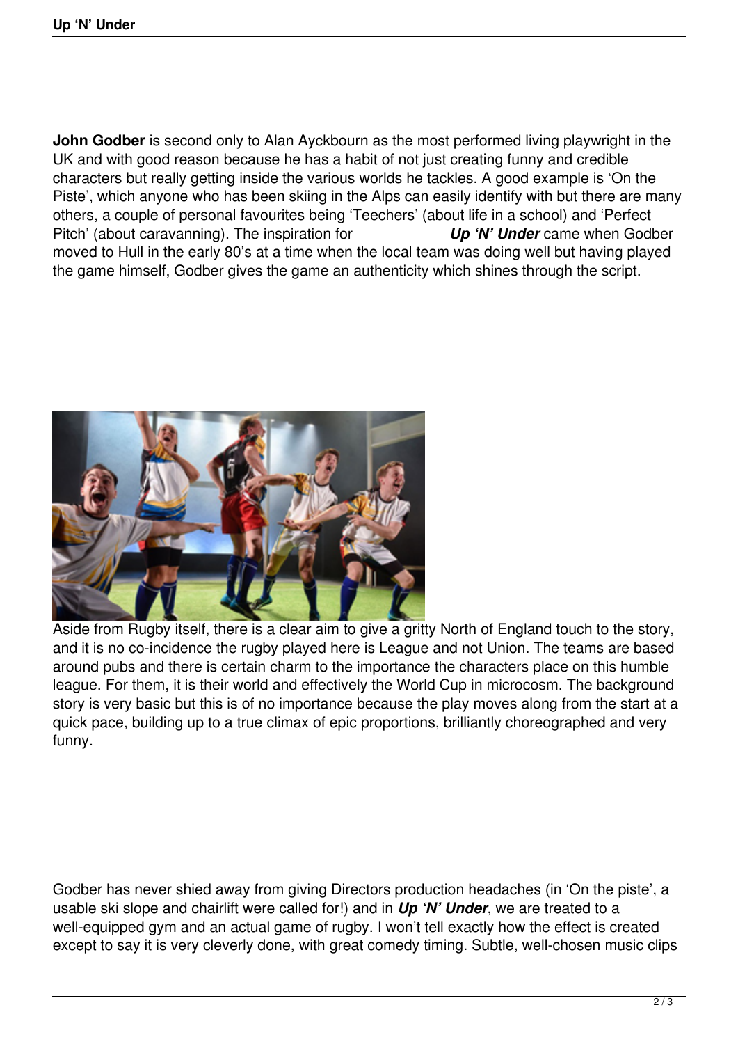**John Godber** is second only to Alan Ayckbourn as the most performed living playwright in the UK and with good reason because he has a habit of not just creating funny and credible characters but really getting inside the various worlds he tackles. A good example is 'On the Piste', which anyone who has been skiing in the Alps can easily identify with but there are many others, a couple of personal favourites being 'Teechers' (about life in a school) and 'Perfect Pitch' (about caravanning). The inspiration for ***Up 'N' Under*** came when Godber moved to Hull in the early 80's at a time when the local team was doing well but having played the game himself, Godber gives the game an authenticity which shines through the script.

Aside from Rugby itself, there is a clear aim to give a gritty North of England touch to the story, and it is no co-incidence the rugby played here is League and not Union. The teams are based around pubs and there is certain charm to the importance the characters place on this humble league. For them, it is their world and effectively the World Cup in microcosm. The background story is very basic but this is of no importance because the play moves along from the start at a quick pace, building up to a true climax of epic proportions, brilliantly choreographed and very funny.

Godber has never shied away from giving Directors production headaches (in 'On the piste', a usable ski slope and chairlift were called for!) and in ***Up 'N' Under***, we are treated to a well-equipped gym and an actual game of rugby. I won't tell exactly how the effect is created except to say it is very cleverly done, with great comedy timing. Subtle, well-chosen music clips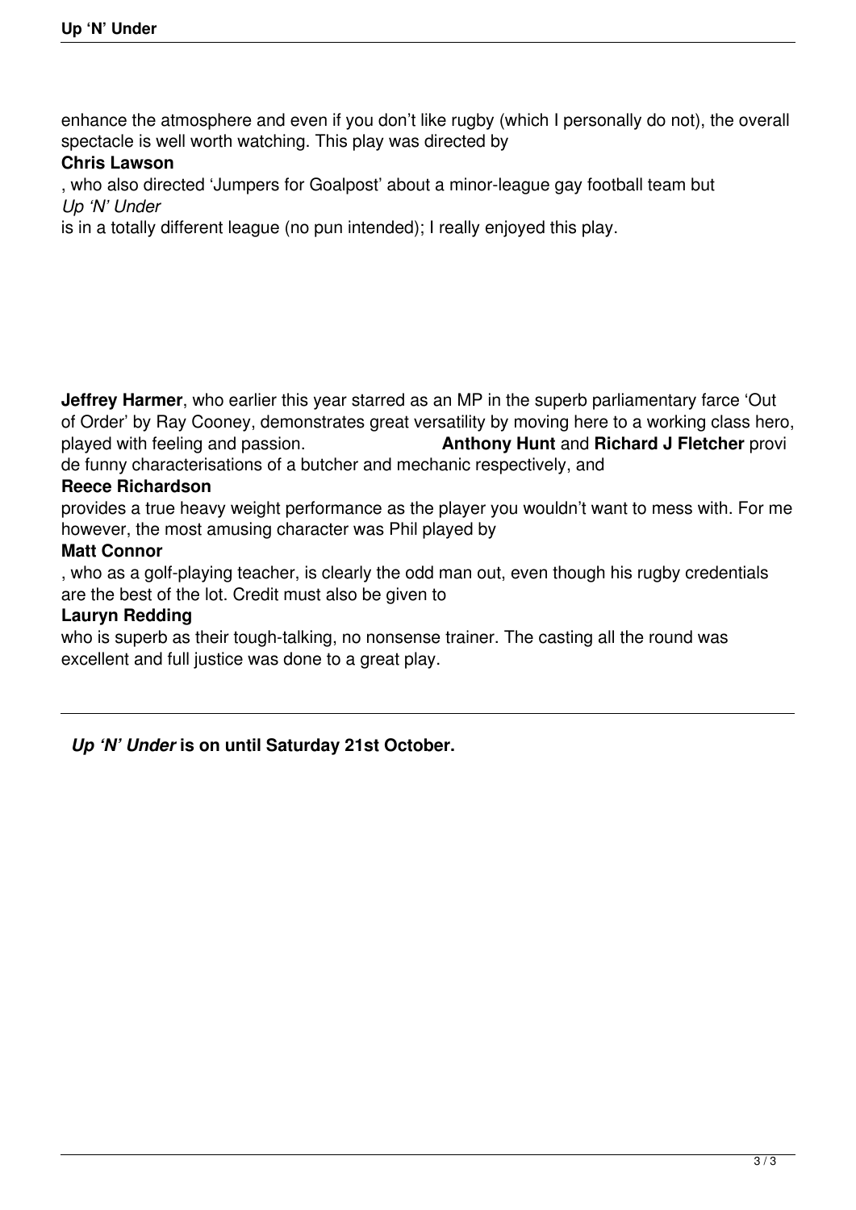enhance the atmosphere and even if you don't like rugby (which I personally do not), the overall spectacle is well worth watching. This play was directed by **Chris Lawson**, who also directed 'Jumpers for Goalpost' about a minor-league gay football team but *Up 'N' Under* is in a totally different league (no pun intended); I really enjoyed this play.

**Jeffrey Harmer**, who earlier this year starred as an MP in the superb parliamentary farce 'Out of Order' by Ray Cooney, demonstrates great versatility by moving here to a working class hero, played with feeling and passion. **Anthony Hunt** and **Richard J Fletcher** provide funny characterisations of a butcher and mechanic respectively, and **Reece Richardson** provides a true heavy weight performance as the player you wouldn't want to mess with. For me however, the most amusing character was Phil played by **Matt Connor**, who as a golf-playing teacher, is clearly the odd man out, even though his rugby credentials are the best of the lot. Credit must also be given to **Lauryn Redding** who is superb as their tough-talking, no nonsense trainer. The casting all the round was excellent and full justice was done to a great play.

---

***Up 'N' Under* is on until Saturday 21st October.**